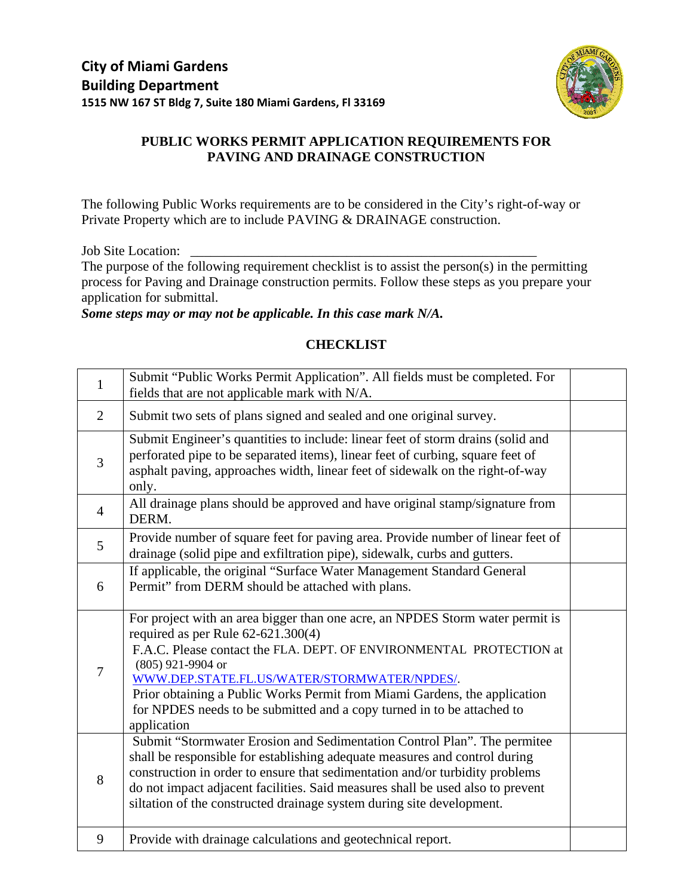**City of Miami Gardens**
**Building Department**
**1515 NW 167 ST Bldg 7, Suite 180 Miami Gardens, Fl 33169**

## PUBLIC WORKS PERMIT APPLICATION REQUIREMENTS FOR PAVING AND DRAINAGE CONSTRUCTION

The following Public Works requirements are to be considered in the City's right-of-way or Private Property which are to include PAVING & DRAINAGE construction.

Job Site Location: ____________________________________________________

The purpose of the following requirement checklist is to assist the person(s) in the permitting process for Paving and Drainage construction permits. Follow these steps as you prepare your application for submittal.

***Some steps may or may not be applicable. In this case mark N/A.***

### CHECKLIST

| | | |
|---|---|---|
| 1 | Submit "Public Works Permit Application". All fields must be completed. For fields that are not applicable mark with N/A. | |
| 2 | Submit two sets of plans signed and sealed and one original survey. | |
| 3 | Submit Engineer's quantities to include: linear feet of storm drains (solid and perforated pipe to be separated items), linear feet of curbing, square feet of asphalt paving, approaches width, linear feet of sidewalk on the right-of-way only. | |
| 4 | All drainage plans should be approved and have original stamp/signature from DERM. | |
| 5 | Provide number of square feet for paving area. Provide number of linear feet of drainage (solid pipe and exfiltration pipe), sidewalk, curbs and gutters. | |
| 6 | If applicable, the original "Surface Water Management Standard General Permit" from DERM should be attached with plans. | |
| 7 | For project with an area bigger than one acre, an NPDES Storm water permit is required as per Rule 62-621.300(4) F.A.C. Please contact the FLA. DEPT. OF ENVIRONMENTAL PROTECTION at (805) 921-9904 or WWW.DEP.STATE.FL.US/WATER/STORMWATER/NPDES/. Prior obtaining a Public Works Permit from Miami Gardens, the application for NPDES needs to be submitted and a copy turned in to be attached to application | |
| 8 | Submit "Stormwater Erosion and Sedimentation Control Plan". The permitee shall be responsible for establishing adequate measures and control during construction in order to ensure that sedimentation and/or turbidity problems do not impact adjacent facilities. Said measures shall be used also to prevent siltation of the constructed drainage system during site development. | |
| 9 | Provide with drainage calculations and geotechnical report. | |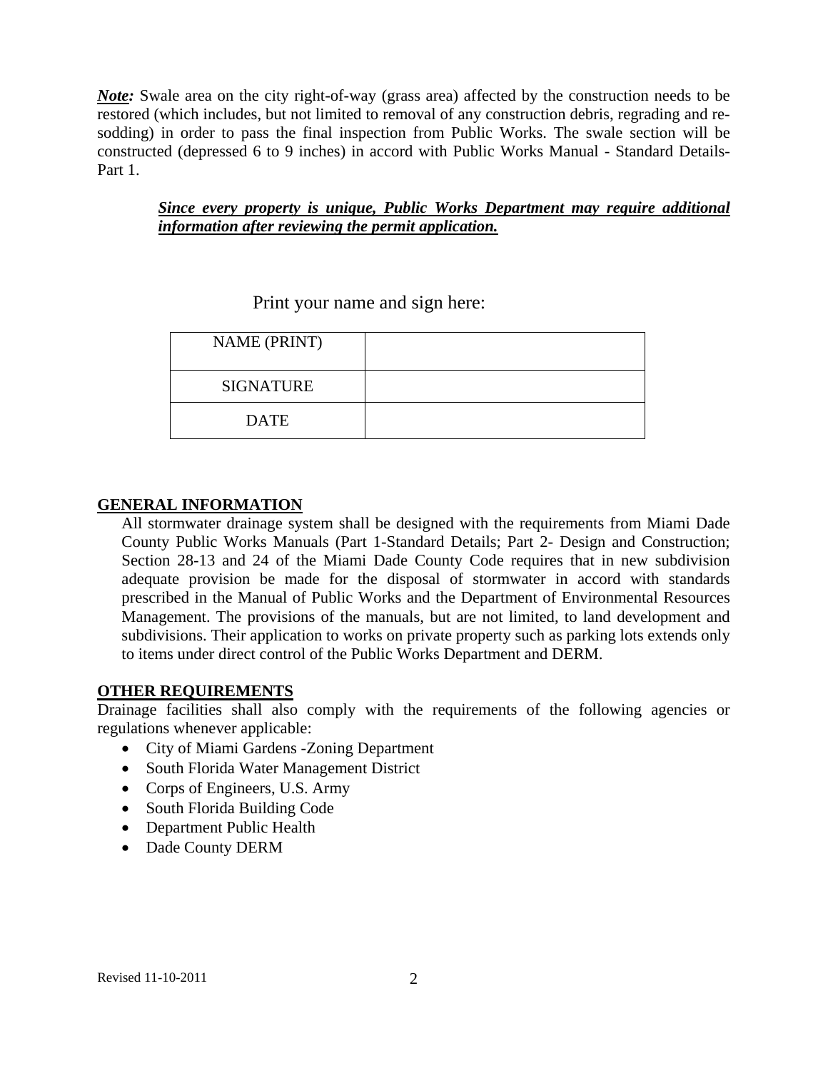***Note:*** Swale area on the city right-of-way (grass area) affected by the construction needs to be restored (which includes, but not limited to removal of any construction debris, regrading and re-sodding) in order to pass the final inspection from Public Works. The swale section will be constructed (depressed 6 to 9 inches) in accord with Public Works Manual - Standard Details-Part 1.

***Since every property is unique, Public Works Department may require additional information after reviewing the permit application.***

Print your name and sign here:

| | |
|---|---|
| NAME (PRINT) | |
| SIGNATURE | |
| DATE | |

## GENERAL INFORMATION

All stormwater drainage system shall be designed with the requirements from Miami Dade County Public Works Manuals (Part 1-Standard Details; Part 2- Design and Construction; Section 28-13 and 24 of the Miami Dade County Code requires that in new subdivision adequate provision be made for the disposal of stormwater in accord with standards prescribed in the Manual of Public Works and the Department of Environmental Resources Management. The provisions of the manuals, but are not limited, to land development and subdivisions. Their application to works on private property such as parking lots extends only to items under direct control of the Public Works Department and DERM.

## OTHER REQUIREMENTS

Drainage facilities shall also comply with the requirements of the following agencies or regulations whenever applicable:

- City of Miami Gardens -Zoning Department
- South Florida Water Management District
- Corps of Engineers, U.S. Army
- South Florida Building Code
- Department Public Health
- Dade County DERM

Revised 11-10-2011